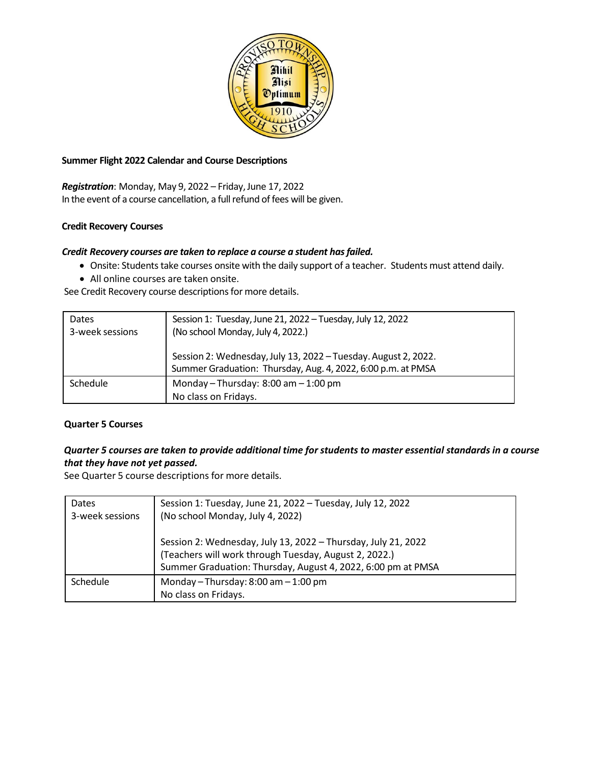**Summer Flight 2022 Calendar and Course Descriptions**

***Registration***: Monday, May 9, 2022 – Friday, June 17, 2022
In the event of a course cancellation, a full refund of fees will be given.

**Credit Recovery Courses**

***Credit Recovery courses are taken to replace a course a student has failed.***

- Onsite: Students take courses onsite with the daily support of a teacher. Students must attend daily.
- All online courses are taken onsite.

See Credit Recovery course descriptions for more details.

| Dates<br>3-week sessions | Session 1: Tuesday, June 21, 2022 – Tuesday, July 12, 2022<br>(No school Monday, July 4, 2022.)<br><br>Session 2: Wednesday, July 13, 2022 – Tuesday. August 2, 2022.<br>Summer Graduation: Thursday, Aug. 4, 2022, 6:00 p.m. at PMSA |
|---|---|
| Schedule | Monday – Thursday: 8:00 am – 1:00 pm<br>No class on Fridays. |

**Quarter 5 Courses**

***Quarter 5 courses are taken to provide additional time for students to master essential standards in a course that they have not yet passed.***
See Quarter 5 course descriptions for more details.

| Dates<br>3-week sessions | Session 1: Tuesday, June 21, 2022 – Tuesday, July 12, 2022<br>(No school Monday, July 4, 2022)<br><br>Session 2: Wednesday, July 13, 2022 – Thursday, July 21, 2022<br>(Teachers will work through Tuesday, August 2, 2022.)<br>Summer Graduation: Thursday, August 4, 2022, 6:00 pm at PMSA |
|---|---|
| Schedule | Monday – Thursday: 8:00 am – 1:00 pm<br>No class on Fridays. |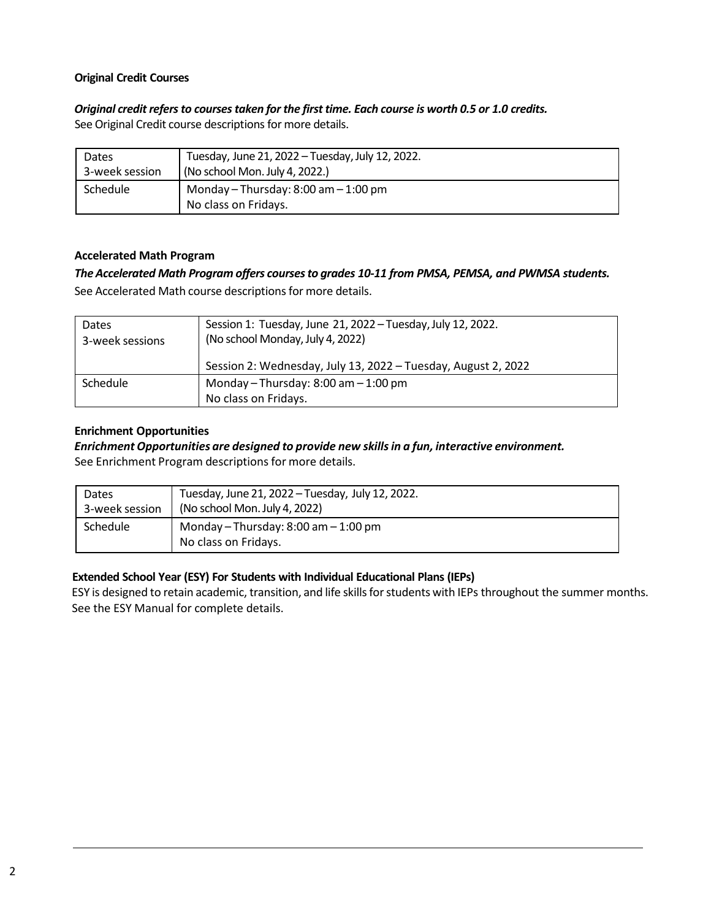**Original Credit Courses**

***Original credit refers to courses taken for the first time. Each course is worth 0.5 or 1.0 credits.***
See Original Credit course descriptions for more details.

| Dates<br>3-week session | Tuesday, June 21, 2022 – Tuesday, July 12, 2022.<br>(No school Mon. July 4, 2022.) |
|---|---|
| Schedule | Monday – Thursday: 8:00 am – 1:00 pm<br>No class on Fridays. |

**Accelerated Math Program**

***The Accelerated Math Program offers courses to grades 10-11 from PMSA, PEMSA, and PWMSA students.***
See Accelerated Math course descriptions for more details.

| Dates<br>3-week sessions | Session 1: Tuesday, June 21, 2022 – Tuesday, July 12, 2022.<br>(No school Monday, July 4, 2022)<br><br>Session 2: Wednesday, July 13, 2022 – Tuesday, August 2, 2022 |
|---|---|
| Schedule | Monday – Thursday: 8:00 am – 1:00 pm<br>No class on Fridays. |

**Enrichment Opportunities**

***Enrichment Opportunities are designed to provide new skills in a fun, interactive environment.***
See Enrichment Program descriptions for more details.

| Dates<br>3-week session | Tuesday, June 21, 2022 – Tuesday, July 12, 2022.<br>(No school Mon. July 4, 2022) |
|---|---|
| Schedule | Monday – Thursday: 8:00 am – 1:00 pm<br>No class on Fridays. |

**Extended School Year (ESY) For Students with Individual Educational Plans (IEPs)**

ESY is designed to retain academic, transition, and life skills for students with IEPs throughout the summer months. See the ESY Manual for complete details.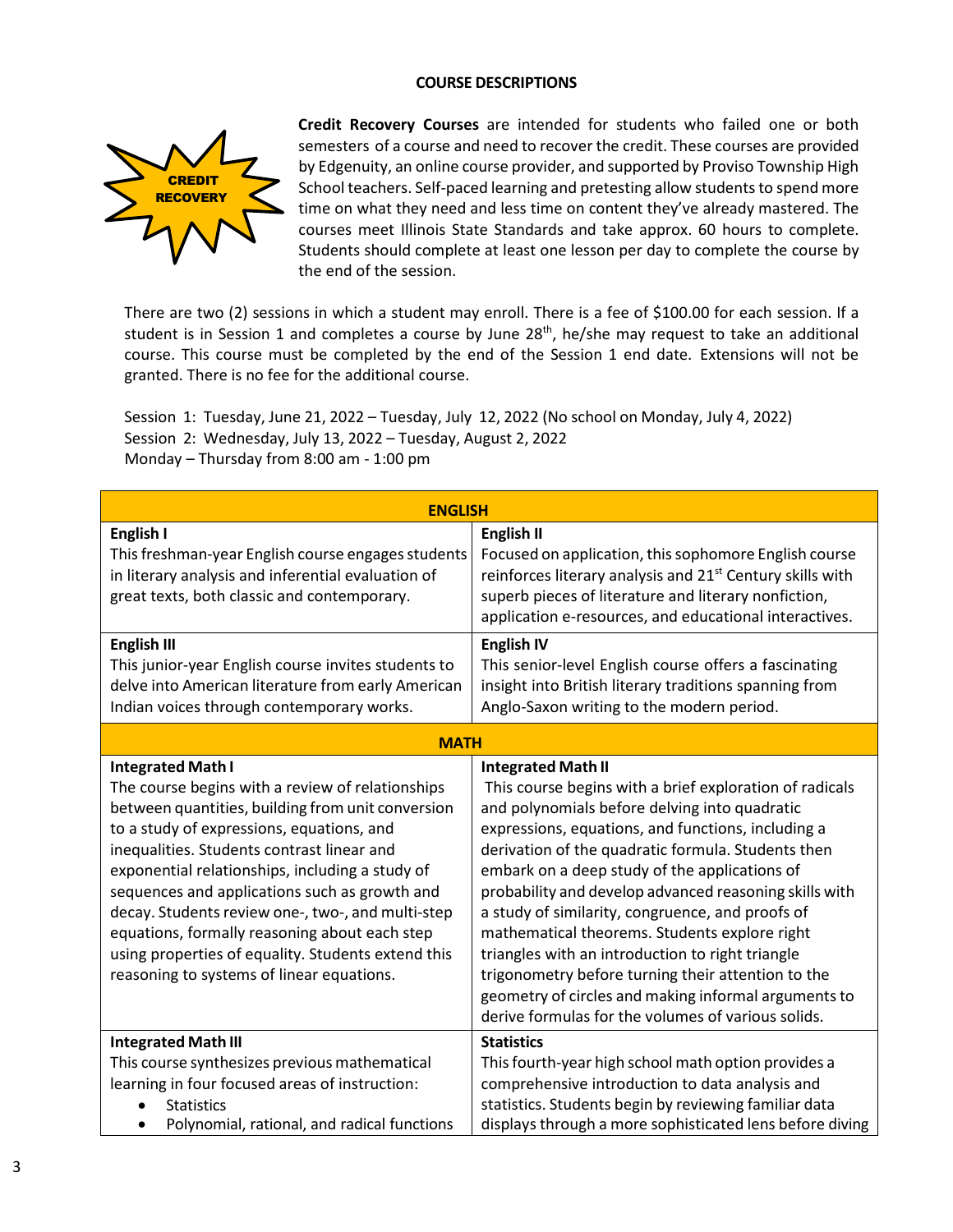## COURSE DESCRIPTIONS

CREDIT RECOVERY

**Credit Recovery Courses** are intended for students who failed one or both semesters of a course and need to recover the credit. These courses are provided by Edgenuity, an online course provider, and supported by Proviso Township High School teachers. Self-paced learning and pretesting allow students to spend more time on what they need and less time on content they've already mastered. The courses meet Illinois State Standards and take approx. 60 hours to complete. Students should complete at least one lesson per day to complete the course by the end of the session.

There are two (2) sessions in which a student may enroll. There is a fee of $100.00 for each session. If a student is in Session 1 and completes a course by June 28th, he/she may request to take an additional course. This course must be completed by the end of the Session 1 end date. Extensions will not be granted. There is no fee for the additional course.

Session 1: Tuesday, June 21, 2022 – Tuesday, July 12, 2022 (No school on Monday, July 4, 2022)
Session 2: Wednesday, July 13, 2022 – Tuesday, August 2, 2022
Monday – Thursday from 8:00 am - 1:00 pm

| **ENGLISH** | |
|---|---|
| **English I**<br>This freshman-year English course engages students in literary analysis and inferential evaluation of great texts, both classic and contemporary. | **English II**<br>Focused on application, this sophomore English course reinforces literary analysis and 21st Century skills with superb pieces of literature and literary nonfiction, application e-resources, and educational interactives. |
| **English III**<br>This junior-year English course invites students to delve into American literature from early American Indian voices through contemporary works. | **English IV**<br>This senior-level English course offers a fascinating insight into British literary traditions spanning from Anglo-Saxon writing to the modern period. |
| **MATH** | |
| **Integrated Math I**<br>The course begins with a review of relationships between quantities, building from unit conversion to a study of expressions, equations, and inequalities. Students contrast linear and exponential relationships, including a study of sequences and applications such as growth and decay. Students review one-, two-, and multi-step equations, formally reasoning about each step using properties of equality. Students extend this reasoning to systems of linear equations. | **Integrated Math II**<br>This course begins with a brief exploration of radicals and polynomials before delving into quadratic expressions, equations, and functions, including a derivation of the quadratic formula. Students then embark on a deep study of the applications of probability and develop advanced reasoning skills with a study of similarity, congruence, and proofs of mathematical theorems. Students explore right triangles with an introduction to right triangle trigonometry before turning their attention to the geometry of circles and making informal arguments to derive formulas for the volumes of various solids. |
| **Integrated Math III**<br>This course synthesizes previous mathematical learning in four focused areas of instruction:<br>• Statistics<br>• Polynomial, rational, and radical functions | **Statistics**<br>This fourth-year high school math option provides a comprehensive introduction to data analysis and statistics. Students begin by reviewing familiar data displays through a more sophisticated lens before diving |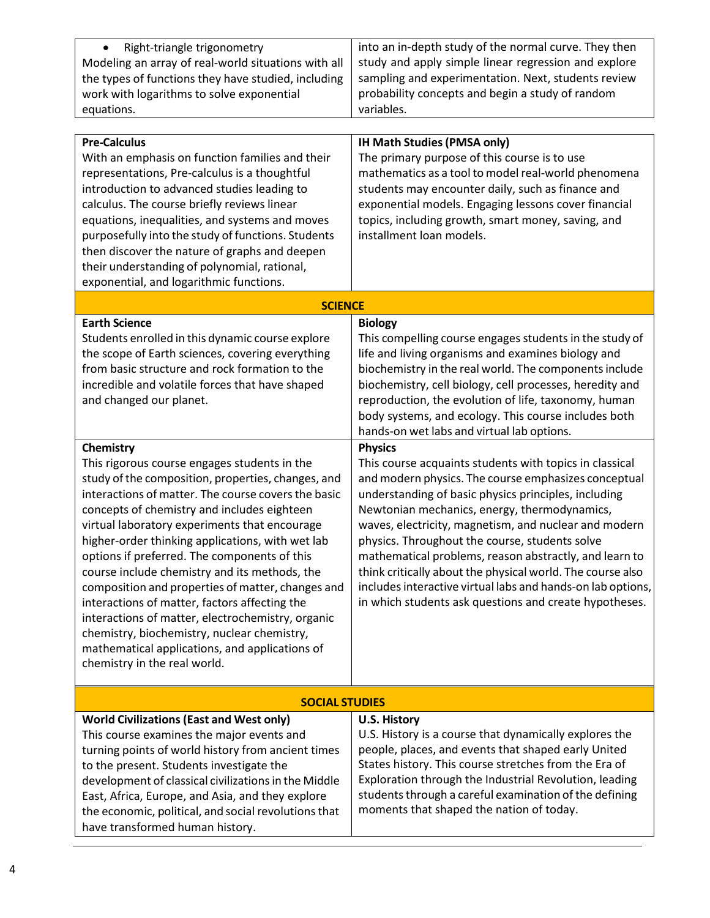| | |
|---|---|
| • Right-triangle trigonometry<br>Modeling an array of real-world situations with all the types of functions they have studied, including work with logarithms to solve exponential equations. | into an in-depth study of the normal curve. They then study and apply simple linear regression and explore sampling and experimentation. Next, students review probability concepts and begin a study of random variables. |

| | |
|---|---|
| **Pre-Calculus**<br>With an emphasis on function families and their representations, Pre-calculus is a thoughtful introduction to advanced studies leading to calculus. The course briefly reviews linear equations, inequalities, and systems and moves purposefully into the study of functions. Students then discover the nature of graphs and deepen their understanding of polynomial, rational, exponential, and logarithmic functions. | **IH Math Studies (PMSA only)**<br>The primary purpose of this course is to use mathematics as a tool to model real-world phenomena students may encounter daily, such as finance and exponential models. Engaging lessons cover financial topics, including growth, smart money, saving, and installment loan models. |
| **SCIENCE** | |
| **Earth Science**<br>Students enrolled in this dynamic course explore the scope of Earth sciences, covering everything from basic structure and rock formation to the incredible and volatile forces that have shaped and changed our planet. | **Biology**<br>This compelling course engages students in the study of life and living organisms and examines biology and biochemistry in the real world. The components include biochemistry, cell biology, cell processes, heredity and reproduction, the evolution of life, taxonomy, human body systems, and ecology. This course includes both hands-on wet labs and virtual lab options. |
| **Chemistry**<br>This rigorous course engages students in the study of the composition, properties, changes, and interactions of matter. The course covers the basic concepts of chemistry and includes eighteen virtual laboratory experiments that encourage higher-order thinking applications, with wet lab options if preferred. The components of this course include chemistry and its methods, the composition and properties of matter, changes and interactions of matter, factors affecting the interactions of matter, electrochemistry, organic chemistry, biochemistry, nuclear chemistry, mathematical applications, and applications of chemistry in the real world. | **Physics**<br>This course acquaints students with topics in classical and modern physics. The course emphasizes conceptual understanding of basic physics principles, including Newtonian mechanics, energy, thermodynamics, waves, electricity, magnetism, and nuclear and modern physics. Throughout the course, students solve mathematical problems, reason abstractly, and learn to think critically about the physical world. The course also includes interactive virtual labs and hands-on lab options, in which students ask questions and create hypotheses. |
| **SOCIAL STUDIES** | |
| **World Civilizations (East and West only)**<br>This course examines the major events and turning points of world history from ancient times to the present. Students investigate the development of classical civilizations in the Middle East, Africa, Europe, and Asia, and they explore the economic, political, and social revolutions that have transformed human history. | **U.S. History**<br>U.S. History is a course that dynamically explores the people, places, and events that shaped early United States history. This course stretches from the Era of Exploration through the Industrial Revolution, leading students through a careful examination of the defining moments that shaped the nation of today. |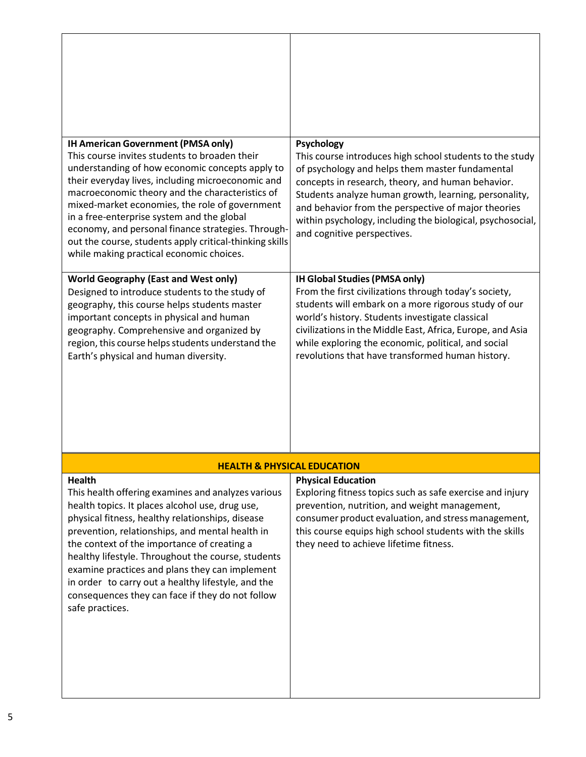| | |
|---|---|
| | |
| **IH American Government (PMSA only)**<br>This course invites students to broaden their understanding of how economic concepts apply to their everyday lives, including microeconomic and macroeconomic theory and the characteristics of mixed-market economies, the role of government in a free-enterprise system and the global economy, and personal finance strategies. Through-out the course, students apply critical-thinking skills while making practical economic choices. | **Psychology**<br>This course introduces high school students to the study of psychology and helps them master fundamental concepts in research, theory, and human behavior. Students analyze human growth, learning, personality, and behavior from the perspective of major theories within psychology, including the biological, psychosocial, and cognitive perspectives. |
| **World Geography (East and West only)**<br>Designed to introduce students to the study of geography, this course helps students master important concepts in physical and human geography. Comprehensive and organized by region, this course helps students understand the Earth's physical and human diversity. | **IH Global Studies (PMSA only)**<br>From the first civilizations through today's society, students will embark on a more rigorous study of our world's history. Students investigate classical civilizations in the Middle East, Africa, Europe, and Asia while exploring the economic, political, and social revolutions that have transformed human history. |

## HEALTH & PHYSICAL EDUCATION

| | |
|---|---|
| **Health**<br>This health offering examines and analyzes various health topics. It places alcohol use, drug use, physical fitness, healthy relationships, disease prevention, relationships, and mental health in the context of the importance of creating a healthy lifestyle. Throughout the course, students examine practices and plans they can implement in order to carry out a healthy lifestyle, and the consequences they can face if they do not follow safe practices. | **Physical Education**<br>Exploring fitness topics such as safe exercise and injury prevention, nutrition, and weight management, consumer product evaluation, and stress management, this course equips high school students with the skills they need to achieve lifetime fitness. |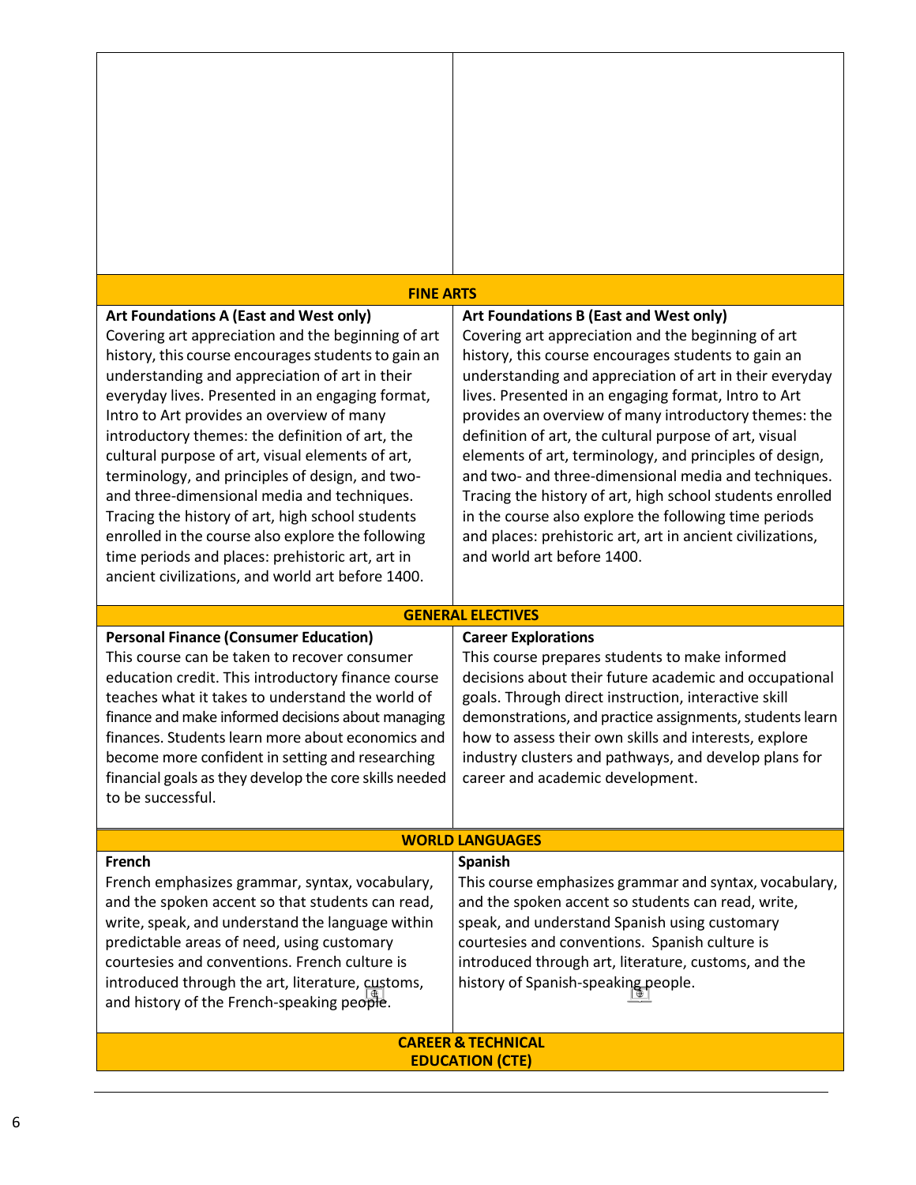## FINE ARTS

**Art Foundations A (East and West only)**
Covering art appreciation and the beginning of art history, this course encourages students to gain an understanding and appreciation of art in their everyday lives. Presented in an engaging format, Intro to Art provides an overview of many introductory themes: the definition of art, the cultural purpose of art, visual elements of art, terminology, and principles of design, and two- and three-dimensional media and techniques. Tracing the history of art, high school students enrolled in the course also explore the following time periods and places: prehistoric art, art in ancient civilizations, and world art before 1400.

**Art Foundations B (East and West only)**
Covering art appreciation and the beginning of art history, this course encourages students to gain an understanding and appreciation of art in their everyday lives. Presented in an engaging format, Intro to Art provides an overview of many introductory themes: the definition of art, the cultural purpose of art, visual elements of art, terminology, and principles of design, and two- and three-dimensional media and techniques. Tracing the history of art, high school students enrolled in the course also explore the following time periods and places: prehistoric art, art in ancient civilizations, and world art before 1400.

## GENERAL ELECTIVES

**Personal Finance (Consumer Education)**
This course can be taken to recover consumer education credit. This introductory finance course teaches what it takes to understand the world of finance and make informed decisions about managing finances. Students learn more about economics and become more confident in setting and researching financial goals as they develop the core skills needed to be successful.

**Career Explorations**
This course prepares students to make informed decisions about their future academic and occupational goals. Through direct instruction, interactive skill demonstrations, and practice assignments, students learn how to assess their own skills and interests, explore industry clusters and pathways, and develop plans for career and academic development.

## WORLD LANGUAGES

**French**
French emphasizes grammar, syntax, vocabulary, and the spoken accent so that students can read, write, speak, and understand the language within predictable areas of need, using customary courtesies and conventions. French culture is introduced through the art, literature, customs, and history of the French-speaking people.

**Spanish**
This course emphasizes grammar and syntax, vocabulary, and the spoken accent so students can read, write, speak, and understand Spanish using customary courtesies and conventions. Spanish culture is introduced through art, literature, customs, and the history of Spanish-speaking people.

## CAREER & TECHNICAL EDUCATION (CTE)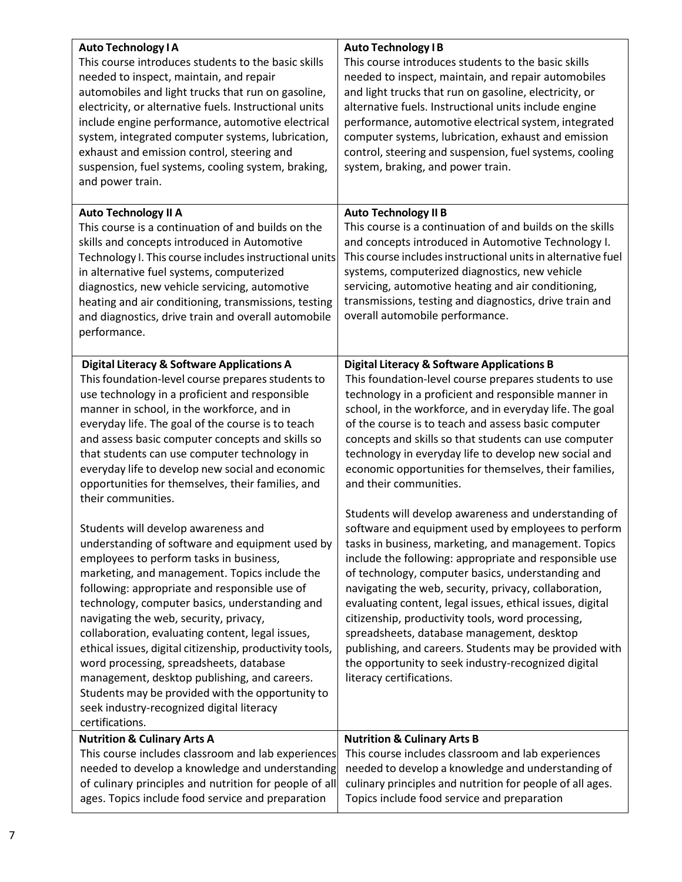| | |
|---|---|
| **Auto Technology I A**<br>This course introduces students to the basic skills needed to inspect, maintain, and repair automobiles and light trucks that run on gasoline, electricity, or alternative fuels. Instructional units include engine performance, automotive electrical system, integrated computer systems, lubrication, exhaust and emission control, steering and suspension, fuel systems, cooling system, braking, and power train. | **Auto Technology I B**<br>This course introduces students to the basic skills needed to inspect, maintain, and repair automobiles and light trucks that run on gasoline, electricity, or alternative fuels. Instructional units include engine performance, automotive electrical system, integrated computer systems, lubrication, exhaust and emission control, steering and suspension, fuel systems, cooling system, braking, and power train. |
| **Auto Technology II A**<br>This course is a continuation of and builds on the skills and concepts introduced in Automotive Technology I. This course includes instructional units in alternative fuel systems, computerized diagnostics, new vehicle servicing, automotive heating and air conditioning, transmissions, testing and diagnostics, drive train and overall automobile performance. | **Auto Technology II B**<br>This course is a continuation of and builds on the skills and concepts introduced in Automotive Technology I. This course includes instructional units in alternative fuel systems, computerized diagnostics, new vehicle servicing, automotive heating and air conditioning, transmissions, testing and diagnostics, drive train and overall automobile performance. |
| **Digital Literacy & Software Applications A**<br>This foundation-level course prepares students to use technology in a proficient and responsible manner in school, in the workforce, and in everyday life. The goal of the course is to teach and assess basic computer concepts and skills so that students can use computer technology in everyday life to develop new social and economic opportunities for themselves, their families, and their communities.<br><br>Students will develop awareness and understanding of software and equipment used by employees to perform tasks in business, marketing, and management. Topics include the following: appropriate and responsible use of technology, computer basics, understanding and navigating the web, security, privacy, collaboration, evaluating content, legal issues, ethical issues, digital citizenship, productivity tools, word processing, spreadsheets, database management, desktop publishing, and careers. Students may be provided with the opportunity to seek industry-recognized digital literacy certifications. | **Digital Literacy & Software Applications B**<br>This foundation-level course prepares students to use technology in a proficient and responsible manner in school, in the workforce, and in everyday life. The goal of the course is to teach and assess basic computer concepts and skills so that students can use computer technology in everyday life to develop new social and economic opportunities for themselves, their families, and their communities.<br><br>Students will develop awareness and understanding of software and equipment used by employees to perform tasks in business, marketing, and management. Topics include the following: appropriate and responsible use of technology, computer basics, understanding and navigating the web, security, privacy, collaboration, evaluating content, legal issues, ethical issues, digital citizenship, productivity tools, word processing, spreadsheets, database management, desktop publishing, and careers. Students may be provided with the opportunity to seek industry-recognized digital literacy certifications. |
| **Nutrition & Culinary Arts A**<br>This course includes classroom and lab experiences needed to develop a knowledge and understanding of culinary principles and nutrition for people of all ages. Topics include food service and preparation | **Nutrition & Culinary Arts B**<br>This course includes classroom and lab experiences needed to develop a knowledge and understanding of culinary principles and nutrition for people of all ages. Topics include food service and preparation |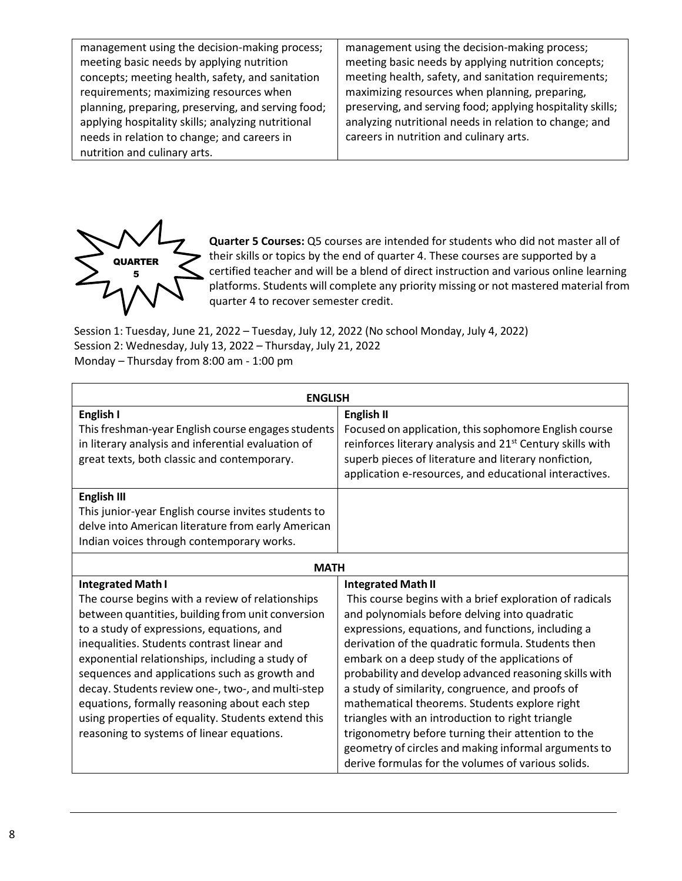| | |
|---|---|
| management using the decision-making process; meeting basic needs by applying nutrition concepts; meeting health, safety, and sanitation requirements; maximizing resources when planning, preparing, preserving, and serving food; applying hospitality skills; analyzing nutritional needs in relation to change; and careers in nutrition and culinary arts. | management using the decision-making process; meeting basic needs by applying nutrition concepts; meeting health, safety, and sanitation requirements; maximizing resources when planning, preparing, preserving, and serving food; applying hospitality skills; analyzing nutritional needs in relation to change; and careers in nutrition and culinary arts. |

QUARTER 5

**Quarter 5 Courses:** Q5 courses are intended for students who did not master all of their skills or topics by the end of quarter 4. These courses are supported by a certified teacher and will be a blend of direct instruction and various online learning platforms. Students will complete any priority missing or not mastered material from quarter 4 to recover semester credit.

Session 1: Tuesday, June 21, 2022 – Tuesday, July 12, 2022 (No school Monday, July 4, 2022)
Session 2: Wednesday, July 13, 2022 – Thursday, July 21, 2022
Monday – Thursday from 8:00 am - 1:00 pm

| **ENGLISH** | |
|---|---|
| **English I**<br>This freshman-year English course engages students in literary analysis and inferential evaluation of great texts, both classic and contemporary. | **English II**<br>Focused on application, this sophomore English course reinforces literary analysis and 21st Century skills with superb pieces of literature and literary nonfiction, application e-resources, and educational interactives. |
| **English III**<br>This junior-year English course invites students to delve into American literature from early American Indian voices through contemporary works. | |
| **MATH** | |
| **Integrated Math I**<br>The course begins with a review of relationships between quantities, building from unit conversion to a study of expressions, equations, and inequalities. Students contrast linear and exponential relationships, including a study of sequences and applications such as growth and decay. Students review one-, two-, and multi-step equations, formally reasoning about each step using properties of equality. Students extend this reasoning to systems of linear equations. | **Integrated Math II**<br>This course begins with a brief exploration of radicals and polynomials before delving into quadratic expressions, equations, and functions, including a derivation of the quadratic formula. Students then embark on a deep study of the applications of probability and develop advanced reasoning skills with a study of similarity, congruence, and proofs of mathematical theorems. Students explore right triangles with an introduction to right triangle trigonometry before turning their attention to the geometry of circles and making informal arguments to derive formulas for the volumes of various solids. |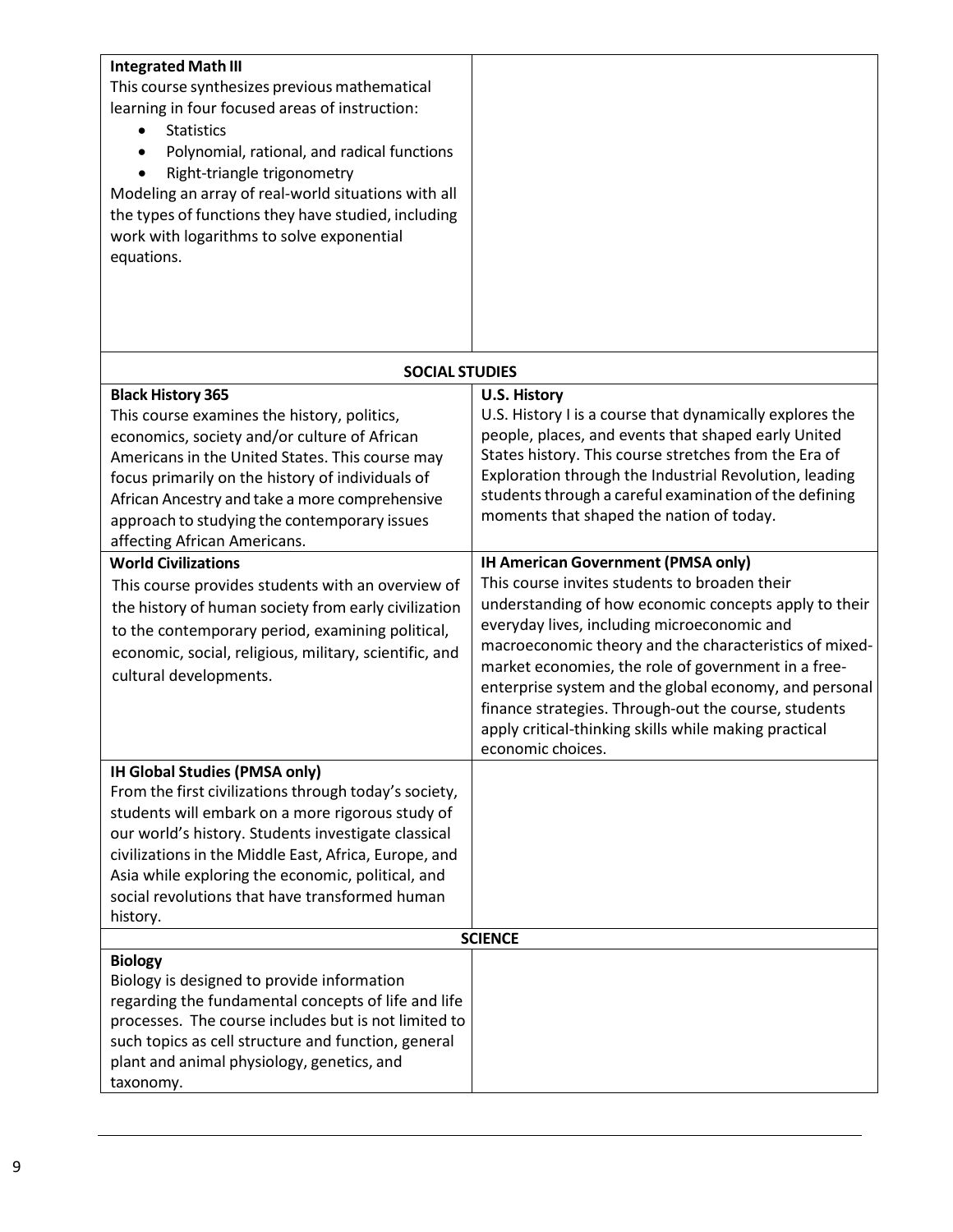| | |
|---|---|
| **Integrated Math III**<br>This course synthesizes previous mathematical learning in four focused areas of instruction:<br>• Statistics<br>• Polynomial, rational, and radical functions<br>• Right-triangle trigonometry<br>Modeling an array of real-world situations with all the types of functions they have studied, including work with logarithms to solve exponential equations. | |
| **SOCIAL STUDIES** | |
| **Black History 365**<br>This course examines the history, politics, economics, society and/or culture of African Americans in the United States. This course may focus primarily on the history of individuals of African Ancestry and take a more comprehensive approach to studying the contemporary issues affecting African Americans. | **U.S. History**<br>U.S. History I is a course that dynamically explores the people, places, and events that shaped early United States history. This course stretches from the Era of Exploration through the Industrial Revolution, leading students through a careful examination of the defining moments that shaped the nation of today. |
| **World Civilizations**<br>This course provides students with an overview of the history of human society from early civilization to the contemporary period, examining political, economic, social, religious, military, scientific, and cultural developments. | **IH American Government (PMSA only)**<br>This course invites students to broaden their understanding of how economic concepts apply to their everyday lives, including microeconomic and macroeconomic theory and the characteristics of mixed-market economies, the role of government in a free-enterprise system and the global economy, and personal finance strategies. Through-out the course, students apply critical-thinking skills while making practical economic choices. |
| **IH Global Studies (PMSA only)**<br>From the first civilizations through today's society, students will embark on a more rigorous study of our world's history. Students investigate classical civilizations in the Middle East, Africa, Europe, and Asia while exploring the economic, political, and social revolutions that have transformed human history. | |
| **SCIENCE** | |
| **Biology**<br>Biology is designed to provide information regarding the fundamental concepts of life and life processes. The course includes but is not limited to such topics as cell structure and function, general plant and animal physiology, genetics, and taxonomy. | |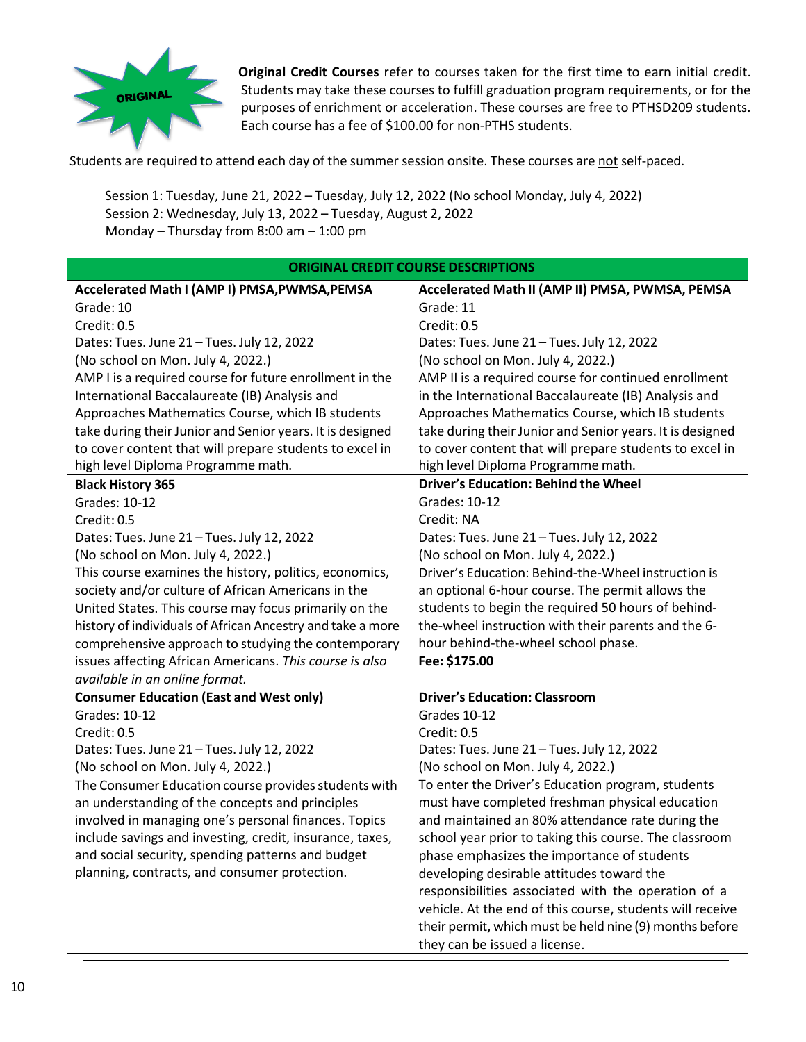ORIGINAL

**Original Credit Courses** refer to courses taken for the first time to earn initial credit. Students may take these courses to fulfill graduation program requirements, or for the purposes of enrichment or acceleration. These courses are free to PTHSD209 students. Each course has a fee of $100.00 for non-PTHS students.

Students are required to attend each day of the summer session onsite. These courses are not self-paced.

Session 1: Tuesday, June 21, 2022 – Tuesday, July 12, 2022 (No school Monday, July 4, 2022)
Session 2: Wednesday, July 13, 2022 – Tuesday, August 2, 2022
Monday – Thursday from 8:00 am – 1:00 pm

| ORIGINAL CREDIT COURSE DESCRIPTIONS | |
|---|---|
| **Accelerated Math I (AMP I) PMSA,PWMSA,PEMSA**<br>Grade: 10<br>Credit: 0.5<br>Dates: Tues. June 21 – Tues. July 12, 2022<br>(No school on Mon. July 4, 2022.)<br>AMP I is a required course for future enrollment in the International Baccalaureate (IB) Analysis and Approaches Mathematics Course, which IB students take during their Junior and Senior years. It is designed to cover content that will prepare students to excel in high level Diploma Programme math. | **Accelerated Math II (AMP II) PMSA, PWMSA, PEMSA**<br>Grade: 11<br>Credit: 0.5<br>Dates: Tues. June 21 – Tues. July 12, 2022<br>(No school on Mon. July 4, 2022.)<br>AMP II is a required course for continued enrollment in the International Baccalaureate (IB) Analysis and Approaches Mathematics Course, which IB students take during their Junior and Senior years. It is designed to cover content that will prepare students to excel in high level Diploma Programme math. |
| **Black History 365**<br>Grades: 10-12<br>Credit: 0.5<br>Dates: Tues. June 21 – Tues. July 12, 2022<br>(No school on Mon. July 4, 2022.)<br>This course examines the history, politics, economics, society and/or culture of African Americans in the United States. This course may focus primarily on the history of individuals of African Ancestry and take a more comprehensive approach to studying the contemporary issues affecting African Americans. *This course is also available in an online format.* | **Driver's Education: Behind the Wheel**<br>Grades: 10-12<br>Credit: NA<br>Dates: Tues. June 21 – Tues. July 12, 2022<br>(No school on Mon. July 4, 2022.)<br>Driver's Education: Behind-the-Wheel instruction is an optional 6-hour course. The permit allows the students to begin the required 50 hours of behind-the-wheel instruction with their parents and the 6-hour behind-the-wheel school phase.<br>**Fee: $175.00** |
| **Consumer Education (East and West only)**<br>Grades: 10-12<br>Credit: 0.5<br>Dates: Tues. June 21 – Tues. July 12, 2022<br>(No school on Mon. July 4, 2022.)<br>The Consumer Education course provides students with an understanding of the concepts and principles involved in managing one's personal finances. Topics include savings and investing, credit, insurance, taxes, and social security, spending patterns and budget planning, contracts, and consumer protection. | **Driver's Education: Classroom**<br>Grades 10-12<br>Credit: 0.5<br>Dates: Tues. June 21 – Tues. July 12, 2022<br>(No school on Mon. July 4, 2022.)<br>To enter the Driver's Education program, students must have completed freshman physical education and maintained an 80% attendance rate during the school year prior to taking this course. The classroom phase emphasizes the importance of students developing desirable attitudes toward the responsibilities associated with the operation of a vehicle. At the end of this course, students will receive their permit, which must be held nine (9) months before they can be issued a license. |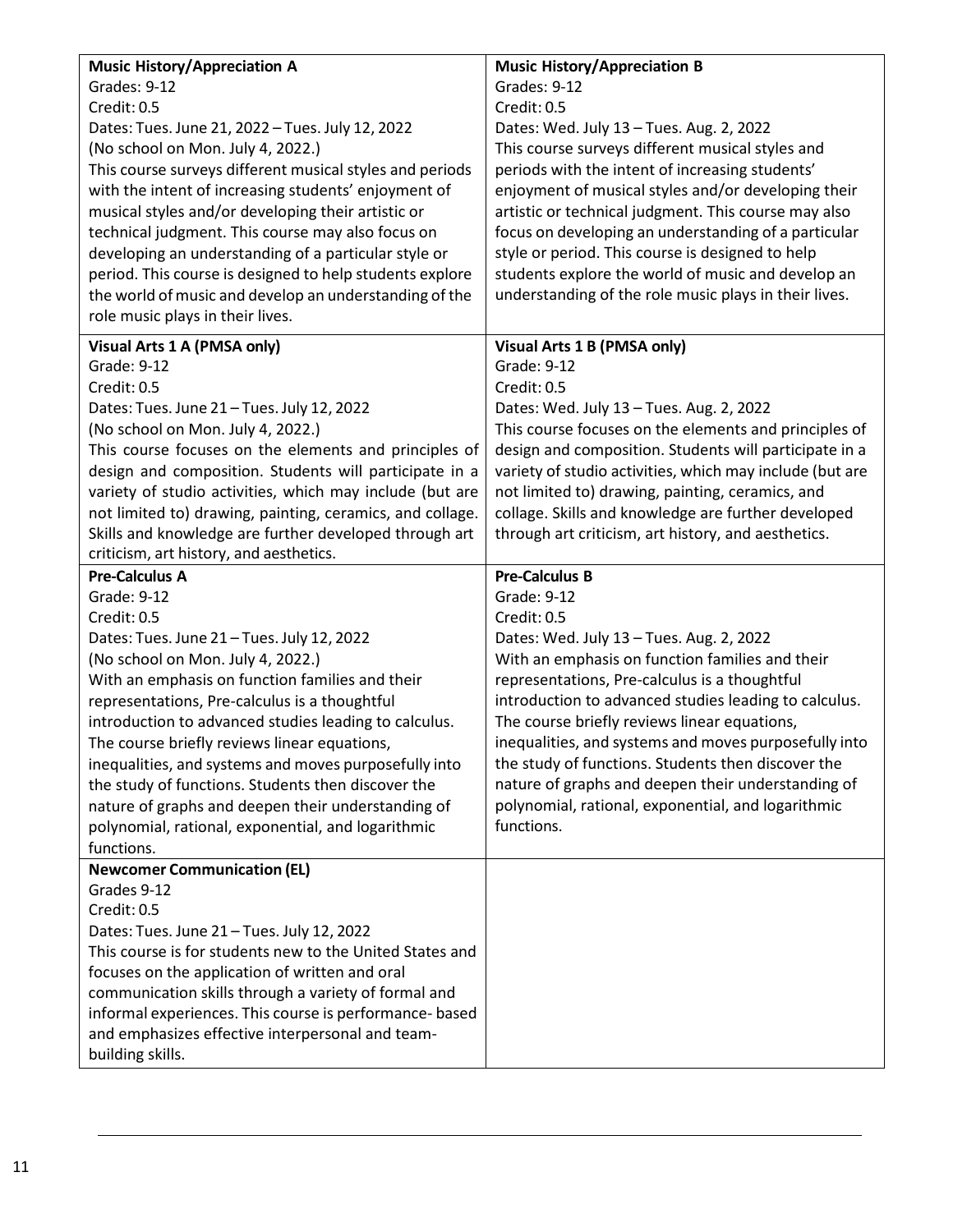| | |
|---|---|
| **Music History/Appreciation A**<br>Grades: 9-12<br>Credit: 0.5<br>Dates: Tues. June 21, 2022 – Tues. July 12, 2022<br>(No school on Mon. July 4, 2022.)<br>This course surveys different musical styles and periods with the intent of increasing students' enjoyment of musical styles and/or developing their artistic or technical judgment. This course may also focus on developing an understanding of a particular style or period. This course is designed to help students explore the world of music and develop an understanding of the role music plays in their lives. | **Music History/Appreciation B**<br>Grades: 9-12<br>Credit: 0.5<br>Dates: Wed. July 13 – Tues. Aug. 2, 2022<br>This course surveys different musical styles and periods with the intent of increasing students' enjoyment of musical styles and/or developing their artistic or technical judgment. This course may also focus on developing an understanding of a particular style or period. This course is designed to help students explore the world of music and develop an understanding of the role music plays in their lives. |
| **Visual Arts 1 A (PMSA only)**<br>Grade: 9-12<br>Credit: 0.5<br>Dates: Tues. June 21 – Tues. July 12, 2022<br>(No school on Mon. July 4, 2022.)<br>This course focuses on the elements and principles of design and composition. Students will participate in a variety of studio activities, which may include (but are not limited to) drawing, painting, ceramics, and collage. Skills and knowledge are further developed through art criticism, art history, and aesthetics. | **Visual Arts 1 B (PMSA only)**<br>Grade: 9-12<br>Credit: 0.5<br>Dates: Wed. July 13 – Tues. Aug. 2, 2022<br>This course focuses on the elements and principles of design and composition. Students will participate in a variety of studio activities, which may include (but are not limited to) drawing, painting, ceramics, and collage. Skills and knowledge are further developed through art criticism, art history, and aesthetics. |
| **Pre-Calculus A**<br>Grade: 9-12<br>Credit: 0.5<br>Dates: Tues. June 21 – Tues. July 12, 2022<br>(No school on Mon. July 4, 2022.)<br>With an emphasis on function families and their representations, Pre-calculus is a thoughtful introduction to advanced studies leading to calculus. The course briefly reviews linear equations, inequalities, and systems and moves purposefully into the study of functions. Students then discover the nature of graphs and deepen their understanding of polynomial, rational, exponential, and logarithmic functions. | **Pre-Calculus B**<br>Grade: 9-12<br>Credit: 0.5<br>Dates: Wed. July 13 – Tues. Aug. 2, 2022<br>With an emphasis on function families and their representations, Pre-calculus is a thoughtful introduction to advanced studies leading to calculus. The course briefly reviews linear equations, inequalities, and systems and moves purposefully into the study of functions. Students then discover the nature of graphs and deepen their understanding of polynomial, rational, exponential, and logarithmic functions. |
| **Newcomer Communication (EL)**<br>Grades 9-12<br>Credit: 0.5<br>Dates: Tues. June 21 – Tues. July 12, 2022<br>This course is for students new to the United States and focuses on the application of written and oral communication skills through a variety of formal and informal experiences. This course is performance- based and emphasizes effective interpersonal and team-building skills. | |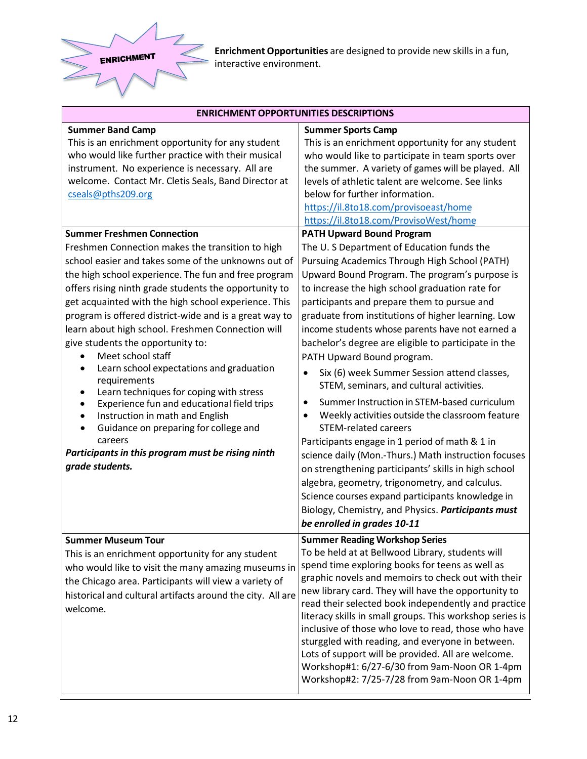ENRICHMENT

**Enrichment Opportunities** are designed to provide new skills in a fun, interactive environment.

| ENRICHMENT OPPORTUNITIES DESCRIPTIONS | |
|---|---|
| **Summer Band Camp**<br>This is an enrichment opportunity for any student who would like further practice with their musical instrument. No experience is necessary. All are welcome. Contact Mr. Cletis Seals, Band Director at cseals@pths209.org | **Summer Sports Camp**<br>This is an enrichment opportunity for any student who would like to participate in team sports over the summer. A variety of games will be played. All levels of athletic talent are welcome. See links below for further information.<br>https://il.8to18.com/provisoeast/home<br>https://il.8to18.com/ProvisoWest/home |
| **Summer Freshmen Connection**<br>Freshmen Connection makes the transition to high school easier and takes some of the unknowns out of the high school experience. The fun and free program offers rising ninth grade students the opportunity to get acquainted with the high school experience. This program is offered district-wide and is a great way to learn about high school. Freshmen Connection will give students the opportunity to:<br>• Meet school staff<br>• Learn school expectations and graduation requirements<br>• Learn techniques for coping with stress<br>• Experience fun and educational field trips<br>• Instruction in math and English<br>• Guidance on preparing for college and careers<br>***Participants in this program must be rising ninth grade students.*** | **PATH Upward Bound Program**<br>The U. S Department of Education funds the Pursuing Academics Through High School (PATH) Upward Bound Program. The program's purpose is to increase the high school graduation rate for participants and prepare them to pursue and graduate from institutions of higher learning. Low income students whose parents have not earned a bachelor's degree are eligible to participate in the PATH Upward Bound program.<br>• Six (6) week Summer Session attend classes, STEM, seminars, and cultural activities.<br>• Summer Instruction in STEM-based curriculum<br>• Weekly activities outside the classroom feature STEM-related careers<br>Participants engage in 1 period of math & 1 in science daily (Mon.-Thurs.) Math instruction focuses on strengthening participants' skills in high school algebra, geometry, trigonometry, and calculus. Science courses expand participants knowledge in Biology, Chemistry, and Physics. ***Participants must be enrolled in grades 10-11*** |
| **Summer Museum Tour**<br>This is an enrichment opportunity for any student who would like to visit the many amazing museums in the Chicago area. Participants will view a variety of historical and cultural artifacts around the city. All are welcome. | **Summer Reading Workshop Series**<br>To be held at at Bellwood Library, students will spend time exploring books for teens as well as graphic novels and memoirs to check out with their new library card. They will have the opportunity to read their selected book independently and practice literacy skills in small groups. This workshop series is inclusive of those who love to read, those who have sturggled with reading, and everyone in between. Lots of support will be provided. All are welcome.<br>Workshop#1: 6/27-6/30 from 9am-Noon OR 1-4pm<br>Workshop#2: 7/25-7/28 from 9am-Noon OR 1-4pm |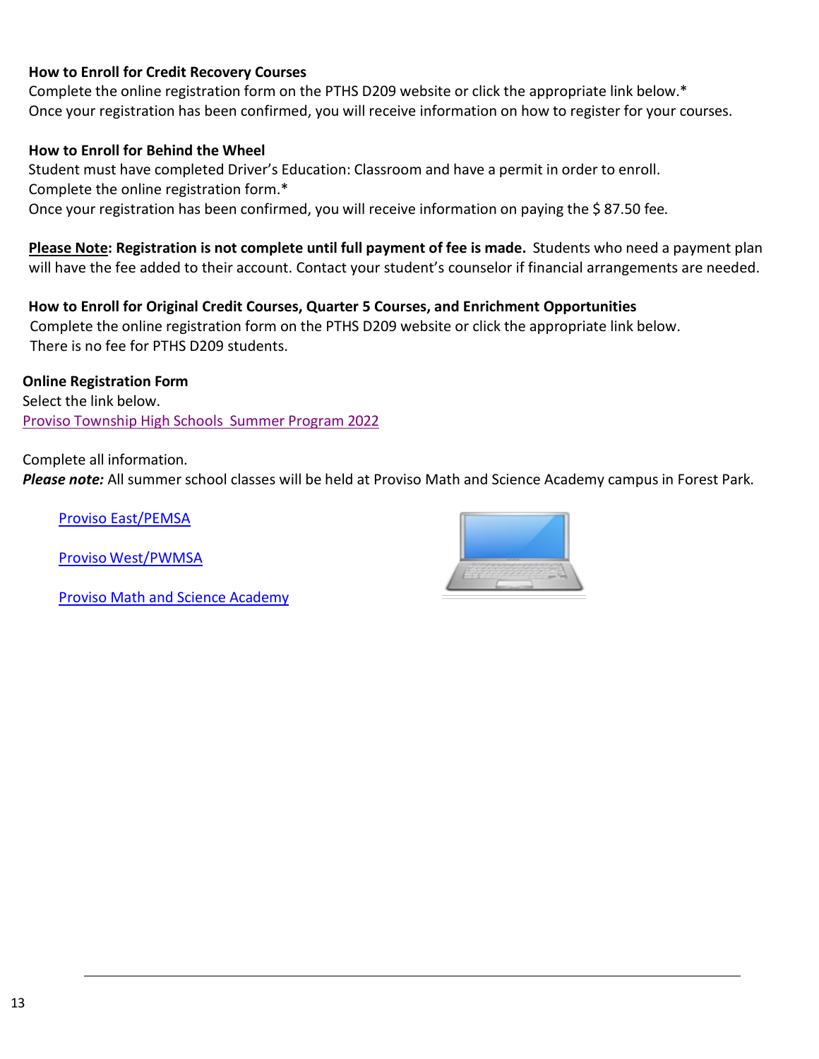**How to Enroll for Credit Recovery Courses**

Complete the online registration form on the PTHS D209 website or click the appropriate link below.*
Once your registration has been confirmed, you will receive information on how to register for your courses.

**How to Enroll for Behind the Wheel**

Student must have completed Driver's Education: Classroom and have a permit in order to enroll.
Complete the online registration form.*
Once your registration has been confirmed, you will receive information on paying the $ 87.50 fee.

**Please Note: Registration is not complete until full payment of fee is made.** Students who need a payment plan will have the fee added to their account. Contact your student's counselor if financial arrangements are needed.

**How to Enroll for Original Credit Courses, Quarter 5 Courses, and Enrichment Opportunities**

Complete the online registration form on the PTHS D209 website or click the appropriate link below.
There is no fee for PTHS D209 students.

**Online Registration Form**

Select the link below.
Proviso Township High Schools Summer Program 2022

Complete all information.
***Please note:*** All summer school classes will be held at Proviso Math and Science Academy campus in Forest Park.

Proviso East/PEMSA

Proviso West/PWMSA

Proviso Math and Science Academy